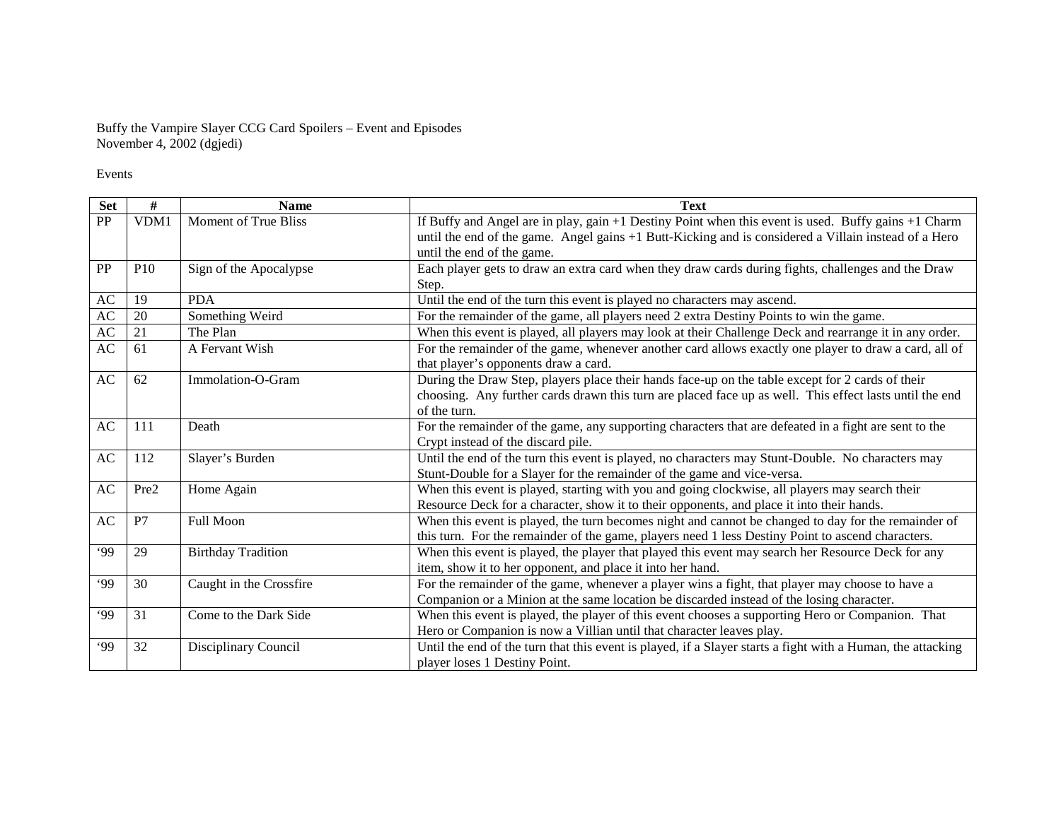Buffy the Vampire Slayer CCG Card Spoilers – Event and Episodes
November 4, 2002 (dgjedi)

Events

| Set | # | Name | Text |
|---|---|---|---|
| PP | VDM1 | Moment of True Bliss | If Buffy and Angel are in play, gain +1 Destiny Point when this event is used. Buffy gains +1 Charm until the end of the game. Angel gains +1 Butt-Kicking and is considered a Villain instead of a Hero until the end of the game. |
| PP | P10 | Sign of the Apocalypse | Each player gets to draw an extra card when they draw cards during fights, challenges and the Draw Step. |
| AC | 19 | PDA | Until the end of the turn this event is played no characters may ascend. |
| AC | 20 | Something Weird | For the remainder of the game, all players need 2 extra Destiny Points to win the game. |
| AC | 21 | The Plan | When this event is played, all players may look at their Challenge Deck and rearrange it in any order. |
| AC | 61 | A Fervant Wish | For the remainder of the game, whenever another card allows exactly one player to draw a card, all of that player's opponents draw a card. |
| AC | 62 | Immolation-O-Gram | During the Draw Step, players place their hands face-up on the table except for 2 cards of their choosing. Any further cards drawn this turn are placed face up as well. This effect lasts until the end of the turn. |
| AC | 111 | Death | For the remainder of the game, any supporting characters that are defeated in a fight are sent to the Crypt instead of the discard pile. |
| AC | 112 | Slayer's Burden | Until the end of the turn this event is played, no characters may Stunt-Double. No characters may Stunt-Double for a Slayer for the remainder of the game and vice-versa. |
| AC | Pre2 | Home Again | When this event is played, starting with you and going clockwise, all players may search their Resource Deck for a character, show it to their opponents, and place it into their hands. |
| AC | P7 | Full Moon | When this event is played, the turn becomes night and cannot be changed to day for the remainder of this turn. For the remainder of the game, players need 1 less Destiny Point to ascend characters. |
| '99 | 29 | Birthday Tradition | When this event is played, the player that played this event may search her Resource Deck for any item, show it to her opponent, and place it into her hand. |
| '99 | 30 | Caught in the Crossfire | For the remainder of the game, whenever a player wins a fight, that player may choose to have a Companion or a Minion at the same location be discarded instead of the losing character. |
| '99 | 31 | Come to the Dark Side | When this event is played, the player of this event chooses a supporting Hero or Companion. That Hero or Companion is now a Villian until that character leaves play. |
| '99 | 32 | Disciplinary Council | Until the end of the turn that this event is played, if a Slayer starts a fight with a Human, the attacking player loses 1 Destiny Point. |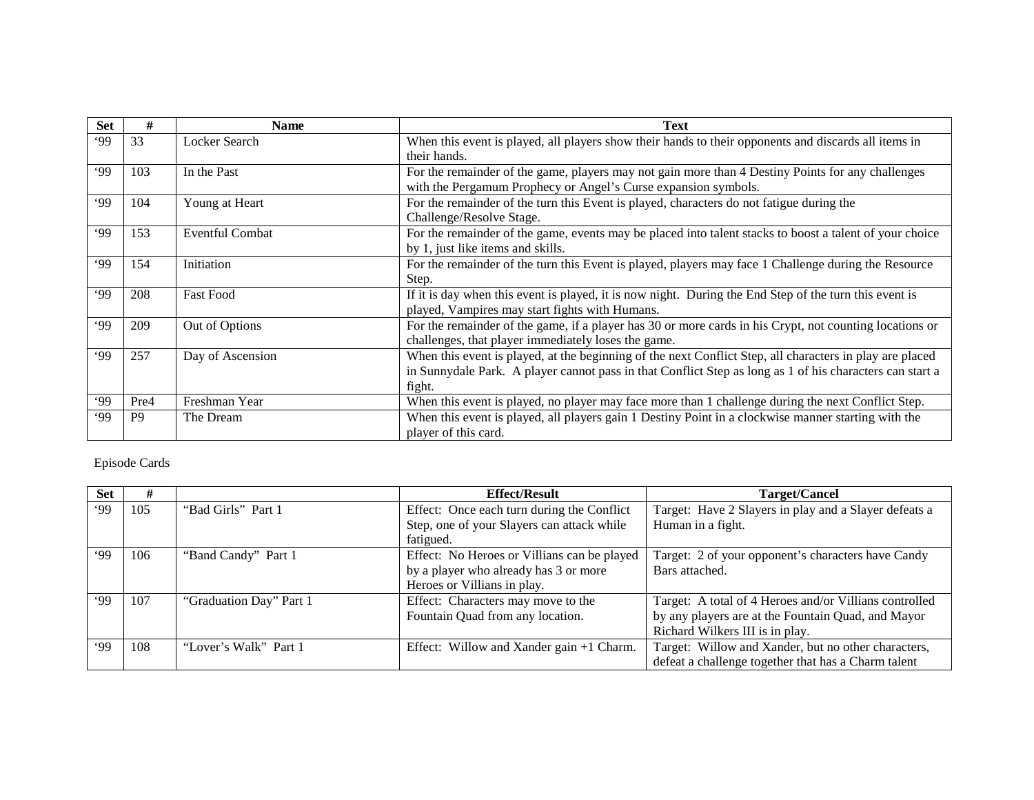| Set | # | Name | Text |
|---|---|---|---|
| ‘99 | 33 | Locker Search | When this event is played, all players show their hands to their opponents and discards all items in their hands. |
| ‘99 | 103 | In the Past | For the remainder of the game, players may not gain more than 4 Destiny Points for any challenges with the Pergamum Prophecy or Angel’s Curse expansion symbols. |
| ‘99 | 104 | Young at Heart | For the remainder of the turn this Event is played, characters do not fatigue during the Challenge/Resolve Stage. |
| ‘99 | 153 | Eventful Combat | For the remainder of the game, events may be placed into talent stacks to boost a talent of your choice by 1, just like items and skills. |
| ‘99 | 154 | Initiation | For the remainder of the turn this Event is played, players may face 1 Challenge during the Resource Step. |
| ‘99 | 208 | Fast Food | If it is day when this event is played, it is now night. During the End Step of the turn this event is played, Vampires may start fights with Humans. |
| ‘99 | 209 | Out of Options | For the remainder of the game, if a player has 30 or more cards in his Crypt, not counting locations or challenges, that player immediately loses the game. |
| ‘99 | 257 | Day of Ascension | When this event is played, at the beginning of the next Conflict Step, all characters in play are placed in Sunnydale Park. A player cannot pass in that Conflict Step as long as 1 of his characters can start a fight. |
| ‘99 | Pre4 | Freshman Year | When this event is played, no player may face more than 1 challenge during the next Conflict Step. |
| ‘99 | P9 | The Dream | When this event is played, all players gain 1 Destiny Point in a clockwise manner starting with the player of this card. |

Episode Cards

| Set | # | | Effect/Result | Target/Cancel |
|---|---|---|---|---|
| ‘99 | 105 | “Bad Girls” Part 1 | Effect: Once each turn during the Conflict Step, one of your Slayers can attack while fatigued. | Target: Have 2 Slayers in play and a Slayer defeats a Human in a fight. |
| ‘99 | 106 | “Band Candy” Part 1 | Effect: No Heroes or Villians can be played by a player who already has 3 or more Heroes or Villians in play. | Target: 2 of your opponent’s characters have Candy Bars attached. |
| ‘99 | 107 | “Graduation Day” Part 1 | Effect: Characters may move to the Fountain Quad from any location. | Target: A total of 4 Heroes and/or Villians controlled by any players are at the Fountain Quad, and Mayor Richard Wilkers III is in play. |
| ‘99 | 108 | “Lover’s Walk” Part 1 | Effect: Willow and Xander gain +1 Charm. | Target: Willow and Xander, but no other characters, defeat a challenge together that has a Charm talent |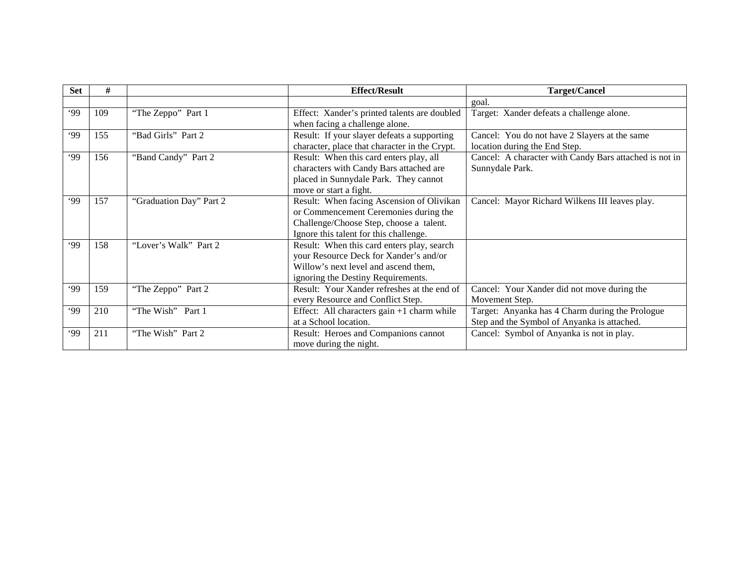| Set | # | | Effect/Result | Target/Cancel |
|---|---|---|---|---|
| | | | | goal. |
| ‘99 | 109 | “The Zeppo” Part 1 | Effect: Xander’s printed talents are doubled when facing a challenge alone. | Target: Xander defeats a challenge alone. |
| ‘99 | 155 | “Bad Girls” Part 2 | Result: If your slayer defeats a supporting character, place that character in the Crypt. | Cancel: You do not have 2 Slayers at the same location during the End Step. |
| ‘99 | 156 | “Band Candy” Part 2 | Result: When this card enters play, all characters with Candy Bars attached are placed in Sunnydale Park. They cannot move or start a fight. | Cancel: A character with Candy Bars attached is not in Sunnydale Park. |
| ‘99 | 157 | “Graduation Day” Part 2 | Result: When facing Ascension of Olivikan or Commencement Ceremonies during the Challenge/Choose Step, choose a talent. Ignore this talent for this challenge. | Cancel: Mayor Richard Wilkens III leaves play. |
| ‘99 | 158 | “Lover’s Walk” Part 2 | Result: When this card enters play, search your Resource Deck for Xander’s and/or Willow’s next level and ascend them, ignoring the Destiny Requirements. | |
| ‘99 | 159 | “The Zeppo” Part 2 | Result: Your Xander refreshes at the end of every Resource and Conflict Step. | Cancel: Your Xander did not move during the Movement Step. |
| ‘99 | 210 | “The Wish” Part 1 | Effect: All characters gain +1 charm while at a School location. | Target: Anyanka has 4 Charm during the Prologue Step and the Symbol of Anyanka is attached. |
| ‘99 | 211 | “The Wish” Part 2 | Result: Heroes and Companions cannot move during the night. | Cancel: Symbol of Anyanka is not in play. |